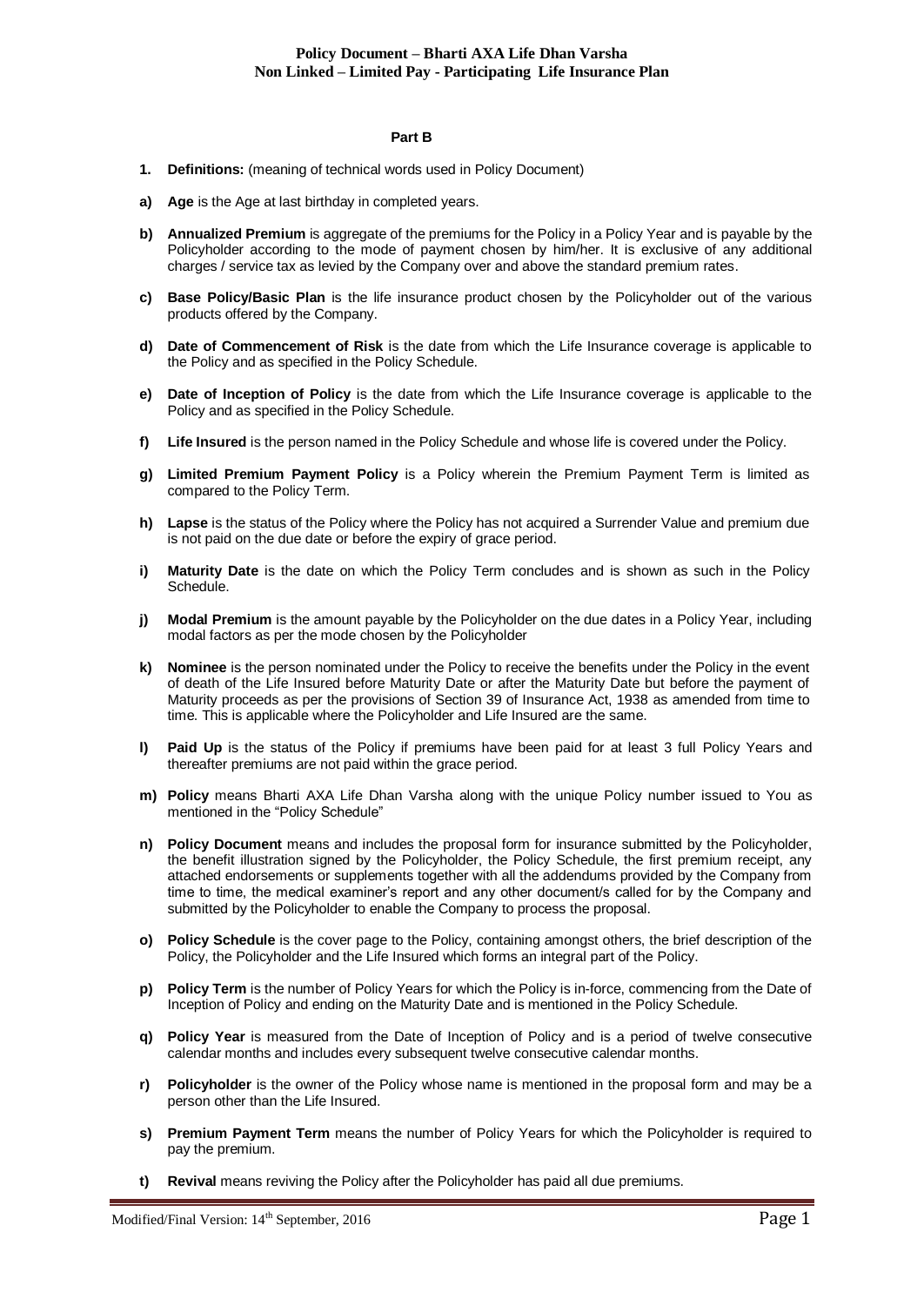**Part B**

**1. Definitions:** (meaning of technical words used in Policy Document)

**a) Age** is the Age at last birthday in completed years.

**b) Annualized Premium** is aggregate of the premiums for the Policy in a Policy Year and is payable by the Policyholder according to the mode of payment chosen by him/her. It is exclusive of any additional charges / service tax as levied by the Company over and above the standard premium rates.

**c) Base Policy/Basic Plan** is the life insurance product chosen by the Policyholder out of the various products offered by the Company.

**d) Date of Commencement of Risk** is the date from which the Life Insurance coverage is applicable to the Policy and as specified in the Policy Schedule.

**e) Date of Inception of Policy** is the date from which the Life Insurance coverage is applicable to the Policy and as specified in the Policy Schedule.

**f) Life Insured** is the person named in the Policy Schedule and whose life is covered under the Policy.

**g) Limited Premium Payment Policy** is a Policy wherein the Premium Payment Term is limited as compared to the Policy Term.

**h) Lapse** is the status of the Policy where the Policy has not acquired a Surrender Value and premium due is not paid on the due date or before the expiry of grace period.

**i) Maturity Date** is the date on which the Policy Term concludes and is shown as such in the Policy Schedule.

**j) Modal Premium** is the amount payable by the Policyholder on the due dates in a Policy Year, including modal factors as per the mode chosen by the Policyholder

**k) Nominee** is the person nominated under the Policy to receive the benefits under the Policy in the event of death of the Life Insured before Maturity Date or after the Maturity Date but before the payment of Maturity proceeds as per the provisions of Section 39 of Insurance Act, 1938 as amended from time to time. This is applicable where the Policyholder and Life Insured are the same.

**l) Paid Up** is the status of the Policy if premiums have been paid for at least 3 full Policy Years and thereafter premiums are not paid within the grace period.

**m) Policy** means Bharti AXA Life Dhan Varsha along with the unique Policy number issued to You as mentioned in the "Policy Schedule"

**n) Policy Document** means and includes the proposal form for insurance submitted by the Policyholder, the benefit illustration signed by the Policyholder, the Policy Schedule, the first premium receipt, any attached endorsements or supplements together with all the addendums provided by the Company from time to time, the medical examiner's report and any other document/s called for by the Company and submitted by the Policyholder to enable the Company to process the proposal.

**o) Policy Schedule** is the cover page to the Policy, containing amongst others, the brief description of the Policy, the Policyholder and the Life Insured which forms an integral part of the Policy.

**p) Policy Term** is the number of Policy Years for which the Policy is in-force, commencing from the Date of Inception of Policy and ending on the Maturity Date and is mentioned in the Policy Schedule.

**q) Policy Year** is measured from the Date of Inception of Policy and is a period of twelve consecutive calendar months and includes every subsequent twelve consecutive calendar months.

**r) Policyholder** is the owner of the Policy whose name is mentioned in the proposal form and may be a person other than the Life Insured.

**s) Premium Payment Term** means the number of Policy Years for which the Policyholder is required to pay the premium.

**t) Revival** means reviving the Policy after the Policyholder has paid all due premiums.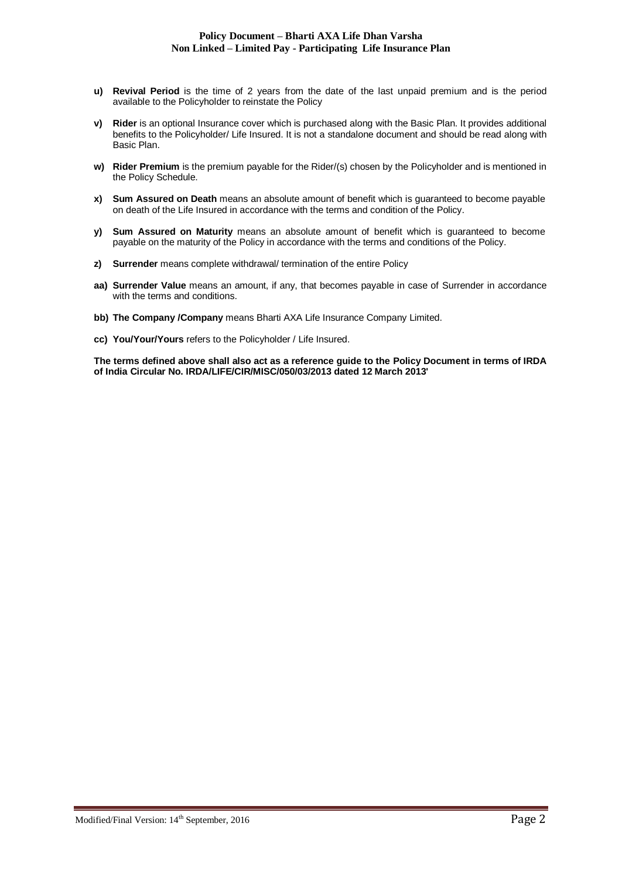- **u) Revival Period** is the time of 2 years from the date of the last unpaid premium and is the period available to the Policyholder to reinstate the Policy

- **v) Rider** is an optional Insurance cover which is purchased along with the Basic Plan. It provides additional benefits to the Policyholder/ Life Insured. It is not a standalone document and should be read along with Basic Plan.

- **w) Rider Premium** is the premium payable for the Rider/(s) chosen by the Policyholder and is mentioned in the Policy Schedule.

- **x) Sum Assured on Death** means an absolute amount of benefit which is guaranteed to become payable on death of the Life Insured in accordance with the terms and condition of the Policy.

- **y) Sum Assured on Maturity** means an absolute amount of benefit which is guaranteed to become payable on the maturity of the Policy in accordance with the terms and conditions of the Policy.

- **z) Surrender** means complete withdrawal/ termination of the entire Policy

- **aa) Surrender Value** means an amount, if any, that becomes payable in case of Surrender in accordance with the terms and conditions.

- **bb) The Company /Company** means Bharti AXA Life Insurance Company Limited.

- **cc) You/Your/Yours** refers to the Policyholder / Life Insured.

**The terms defined above shall also act as a reference guide to the Policy Document in terms of IRDA of India Circular No. IRDA/LIFE/CIR/MISC/050/03/2013 dated 12 March 2013'**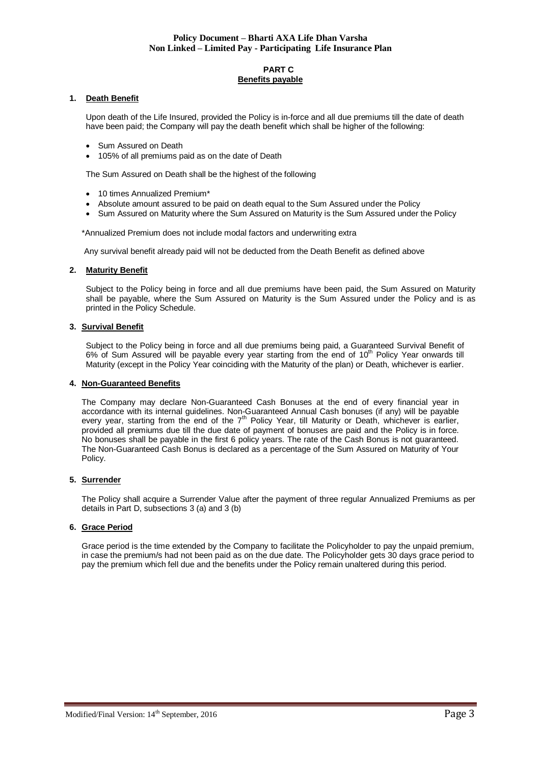**PART C**
**Benefits payable**

## 1. Death Benefit

Upon death of the Life Insured, provided the Policy is in-force and all due premiums till the date of death have been paid; the Company will pay the death benefit which shall be higher of the following:

- Sum Assured on Death
- 105% of all premiums paid as on the date of Death

The Sum Assured on Death shall be the highest of the following

- 10 times Annualized Premium*
- Absolute amount assured to be paid on death equal to the Sum Assured under the Policy
- Sum Assured on Maturity where the Sum Assured on Maturity is the Sum Assured under the Policy

*Annualized Premium does not include modal factors and underwriting extra

Any survival benefit already paid will not be deducted from the Death Benefit as defined above

## 2. Maturity Benefit

Subject to the Policy being in force and all due premiums have been paid, the Sum Assured on Maturity shall be payable, where the Sum Assured on Maturity is the Sum Assured under the Policy and is as printed in the Policy Schedule.

## 3. Survival Benefit

Subject to the Policy being in force and all due premiums being paid, a Guaranteed Survival Benefit of 6% of Sum Assured will be payable every year starting from the end of 10th Policy Year onwards till Maturity (except in the Policy Year coinciding with the Maturity of the plan) or Death, whichever is earlier.

## 4. Non-Guaranteed Benefits

The Company may declare Non-Guaranteed Cash Bonuses at the end of every financial year in accordance with its internal guidelines. Non-Guaranteed Annual Cash bonuses (if any) will be payable every year, starting from the end of the 7th Policy Year, till Maturity or Death, whichever is earlier, provided all premiums due till the due date of payment of bonuses are paid and the Policy is in force. No bonuses shall be payable in the first 6 policy years. The rate of the Cash Bonus is not guaranteed. The Non-Guaranteed Cash Bonus is declared as a percentage of the Sum Assured on Maturity of Your Policy.

## 5. Surrender

The Policy shall acquire a Surrender Value after the payment of three regular Annualized Premiums as per details in Part D, subsections 3 (a) and 3 (b)

## 6. Grace Period

Grace period is the time extended by the Company to facilitate the Policyholder to pay the unpaid premium, in case the premium/s had not been paid as on the due date. The Policyholder gets 30 days grace period to pay the premium which fell due and the benefits under the Policy remain unaltered during this period.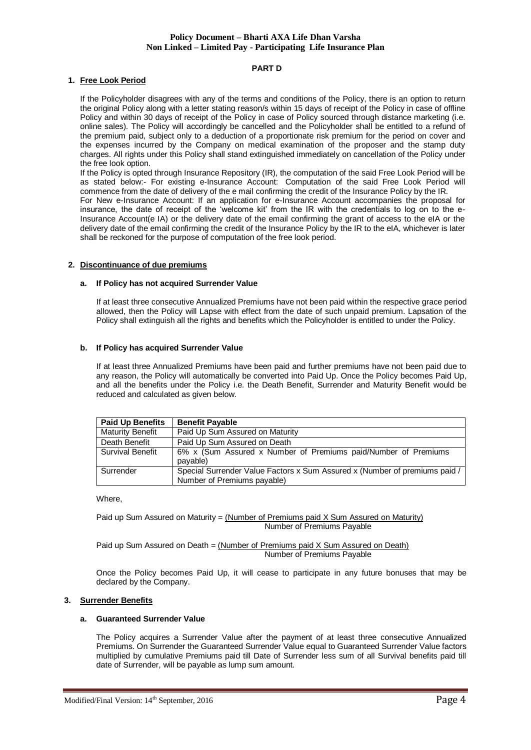**PART D**

## 1. Free Look Period

If the Policyholder disagrees with any of the terms and conditions of the Policy, there is an option to return the original Policy along with a letter stating reason/s within 15 days of receipt of the Policy in case of offline Policy and within 30 days of receipt of the Policy in case of Policy sourced through distance marketing (i.e. online sales). The Policy will accordingly be cancelled and the Policyholder shall be entitled to a refund of the premium paid, subject only to a deduction of a proportionate risk premium for the period on cover and the expenses incurred by the Company on medical examination of the proposer and the stamp duty charges. All rights under this Policy shall stand extinguished immediately on cancellation of the Policy under the free look option.

If the Policy is opted through Insurance Repository (IR), the computation of the said Free Look Period will be as stated below:- For existing e-Insurance Account: Computation of the said Free Look Period will commence from the date of delivery of the e mail confirming the credit of the Insurance Policy by the IR.

For New e-Insurance Account: If an application for e-Insurance Account accompanies the proposal for insurance, the date of receipt of the 'welcome kit' from the IR with the credentials to log on to the e-Insurance Account(e IA) or the delivery date of the email confirming the grant of access to the eIA or the delivery date of the email confirming the credit of the Insurance Policy by the IR to the eIA, whichever is later shall be reckoned for the purpose of computation of the free look period.

## 2. Discontinuance of due premiums

### a. If Policy has not acquired Surrender Value

If at least three consecutive Annualized Premiums have not been paid within the respective grace period allowed, then the Policy will Lapse with effect from the date of such unpaid premium. Lapsation of the Policy shall extinguish all the rights and benefits which the Policyholder is entitled to under the Policy.

### b. If Policy has acquired Surrender Value

If at least three Annualized Premiums have been paid and further premiums have not been paid due to any reason, the Policy will automatically be converted into Paid Up. Once the Policy becomes Paid Up, and all the benefits under the Policy i.e. the Death Benefit, Surrender and Maturity Benefit would be reduced and calculated as given below.

| Paid Up Benefits | Benefit Payable |
|---|---|
| Maturity Benefit | Paid Up Sum Assured on Maturity |
| Death Benefit | Paid Up Sum Assured on Death |
| Survival Benefit | 6% x (Sum Assured x Number of Premiums paid/Number of Premiums payable) |
| Surrender | Special Surrender Value Factors x Sum Assured x (Number of premiums paid / Number of Premiums payable) |

Where,

$$\text{Paid up Sum Assured on Maturity} = \frac{\text{(Number of Premiums paid X Sum Assured on Maturity)}}{\text{Number of Premiums Payable}}$$

$$\text{Paid up Sum Assured on Death} = \frac{\text{(Number of Premiums paid X Sum Assured on Death)}}{\text{Number of Premiums Payable}}$$

Once the Policy becomes Paid Up, it will cease to participate in any future bonuses that may be declared by the Company.

## 3. Surrender Benefits

### a. Guaranteed Surrender Value

The Policy acquires a Surrender Value after the payment of at least three consecutive Annualized Premiums. On Surrender the Guaranteed Surrender Value equal to Guaranteed Surrender Value factors multiplied by cumulative Premiums paid till Date of Surrender less sum of all Survival benefits paid till date of Surrender, will be payable as lump sum amount.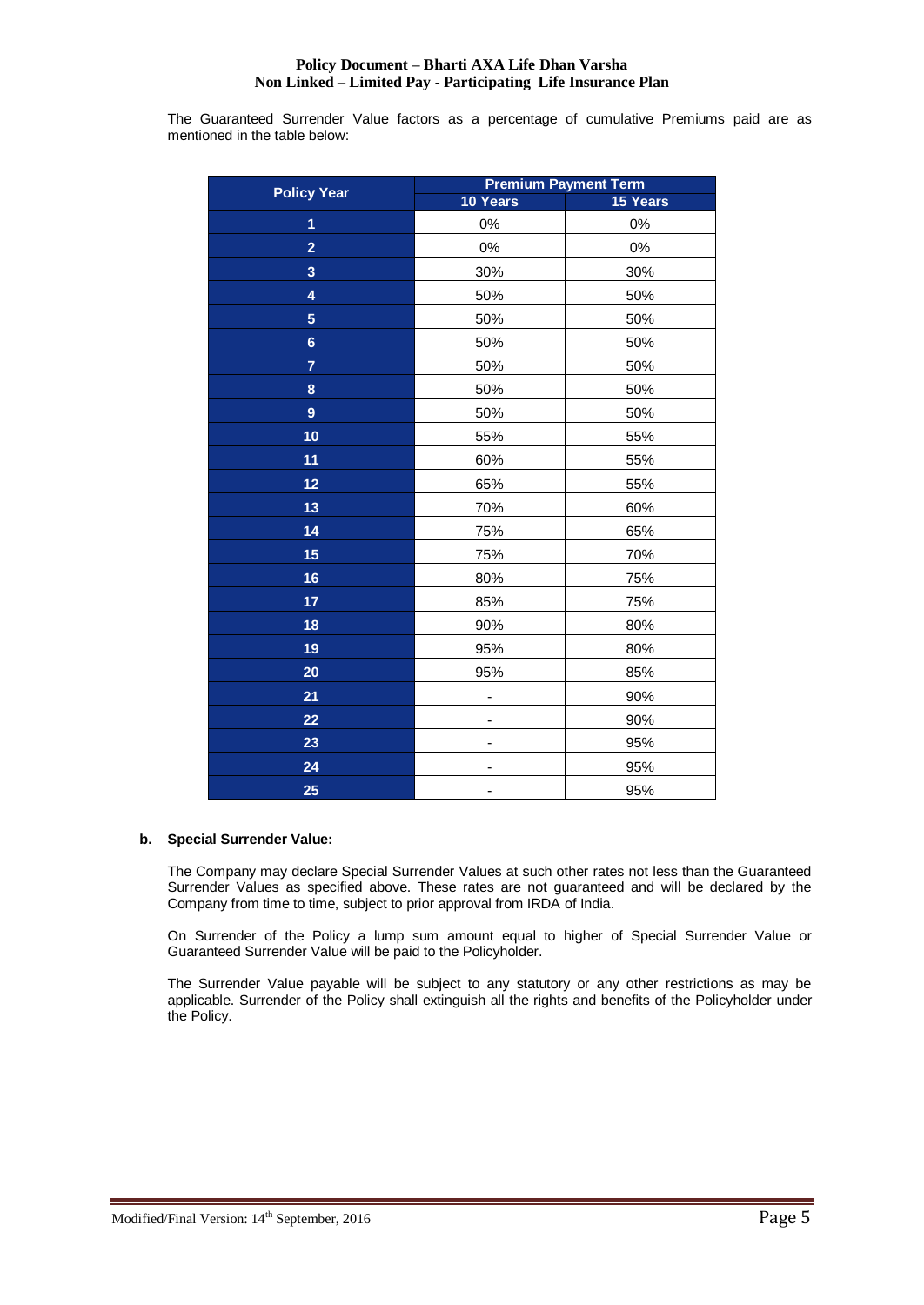The Guaranteed Surrender Value factors as a percentage of cumulative Premiums paid are as mentioned in the table below:

| Policy Year | Premium Payment Term | |
|---|---|---|
| | 10 Years | 15 Years |
| 1 | 0% | 0% |
| 2 | 0% | 0% |
| 3 | 30% | 30% |
| 4 | 50% | 50% |
| 5 | 50% | 50% |
| 6 | 50% | 50% |
| 7 | 50% | 50% |
| 8 | 50% | 50% |
| 9 | 50% | 50% |
| 10 | 55% | 55% |
| 11 | 60% | 55% |
| 12 | 65% | 55% |
| 13 | 70% | 60% |
| 14 | 75% | 65% |
| 15 | 75% | 70% |
| 16 | 80% | 75% |
| 17 | 85% | 75% |
| 18 | 90% | 80% |
| 19 | 95% | 80% |
| 20 | 95% | 85% |
| 21 | - | 90% |
| 22 | - | 90% |
| 23 | - | 95% |
| 24 | - | 95% |
| 25 | - | 95% |

**b. Special Surrender Value:**

The Company may declare Special Surrender Values at such other rates not less than the Guaranteed Surrender Values as specified above. These rates are not guaranteed and will be declared by the Company from time to time, subject to prior approval from IRDA of India.

On Surrender of the Policy a lump sum amount equal to higher of Special Surrender Value or Guaranteed Surrender Value will be paid to the Policyholder.

The Surrender Value payable will be subject to any statutory or any other restrictions as may be applicable. Surrender of the Policy shall extinguish all the rights and benefits of the Policyholder under the Policy.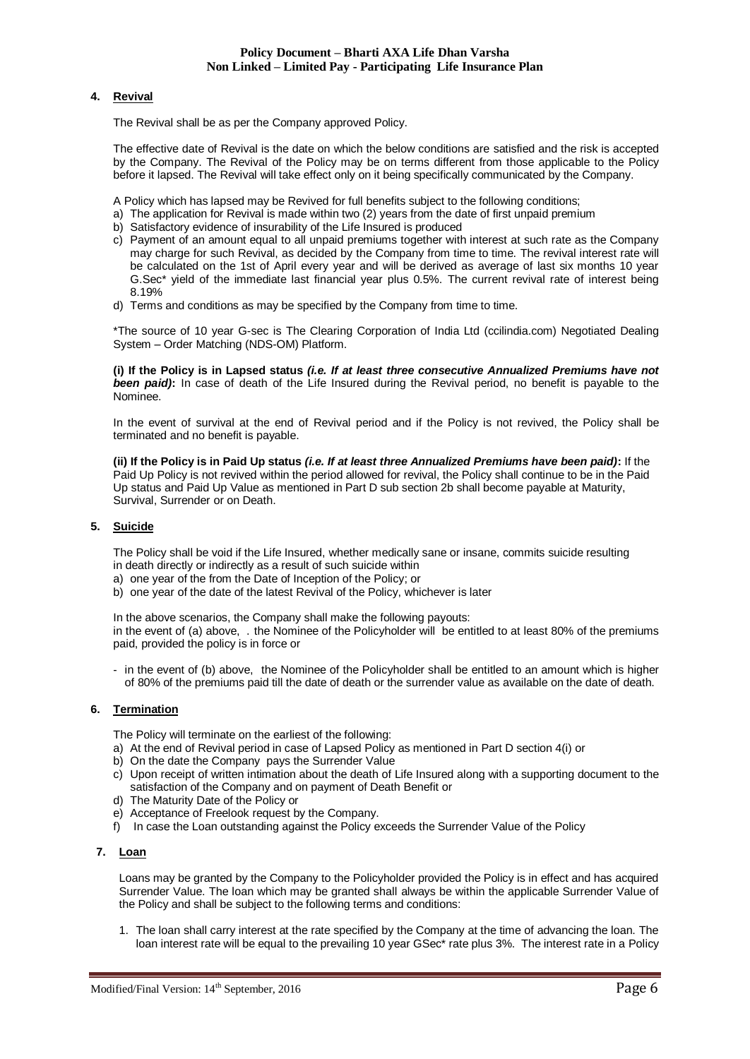## 4. Revival

The Revival shall be as per the Company approved Policy.

The effective date of Revival is the date on which the below conditions are satisfied and the risk is accepted by the Company. The Revival of the Policy may be on terms different from those applicable to the Policy before it lapsed. The Revival will take effect only on it being specifically communicated by the Company.

A Policy which has lapsed may be Revived for full benefits subject to the following conditions;

a) The application for Revival is made within two (2) years from the date of first unpaid premium
b) Satisfactory evidence of insurability of the Life Insured is produced
c) Payment of an amount equal to all unpaid premiums together with interest at such rate as the Company may charge for such Revival, as decided by the Company from time to time. The revival interest rate will be calculated on the 1st of April every year and will be derived as average of last six months 10 year G.Sec* yield of the immediate last financial year plus 0.5%. The current revival rate of interest being 8.19%
d) Terms and conditions as may be specified by the Company from time to time.

*The source of 10 year G-sec is The Clearing Corporation of India Ltd (ccilindia.com) Negotiated Dealing System – Order Matching (NDS-OM) Platform.

**(i) If the Policy is in Lapsed status *(i.e. If at least three consecutive Annualized Premiums have not been paid)*:** In case of death of the Life Insured during the Revival period, no benefit is payable to the Nominee.

In the event of survival at the end of Revival period and if the Policy is not revived, the Policy shall be terminated and no benefit is payable.

**(ii) If the Policy is in Paid Up status *(i.e. If at least three Annualized Premiums have been paid)*:** If the Paid Up Policy is not revived within the period allowed for revival, the Policy shall continue to be in the Paid Up status and Paid Up Value as mentioned in Part D sub section 2b shall become payable at Maturity, Survival, Surrender or on Death.

## 5. Suicide

The Policy shall be void if the Life Insured, whether medically sane or insane, commits suicide resulting in death directly or indirectly as a result of such suicide within

a) one year of the from the Date of Inception of the Policy; or
b) one year of the date of the latest Revival of the Policy, whichever is later

In the above scenarios, the Company shall make the following payouts:
in the event of (a) above, . the Nominee of the Policyholder will be entitled to at least 80% of the premiums paid, provided the policy is in force or

- in the event of (b) above, the Nominee of the Policyholder shall be entitled to an amount which is higher of 80% of the premiums paid till the date of death or the surrender value as available on the date of death.

## 6. Termination

The Policy will terminate on the earliest of the following:

a) At the end of Revival period in case of Lapsed Policy as mentioned in Part D section 4(i) or
b) On the date the Company pays the Surrender Value
c) Upon receipt of written intimation about the death of Life Insured along with a supporting document to the satisfaction of the Company and on payment of Death Benefit or
d) The Maturity Date of the Policy or
e) Acceptance of Freelook request by the Company.
f) In case the Loan outstanding against the Policy exceeds the Surrender Value of the Policy

## 7. Loan

Loans may be granted by the Company to the Policyholder provided the Policy is in effect and has acquired Surrender Value. The loan which may be granted shall always be within the applicable Surrender Value of the Policy and shall be subject to the following terms and conditions:

1. The loan shall carry interest at the rate specified by the Company at the time of advancing the loan. The loan interest rate will be equal to the prevailing 10 year GSec* rate plus 3%. The interest rate in a Policy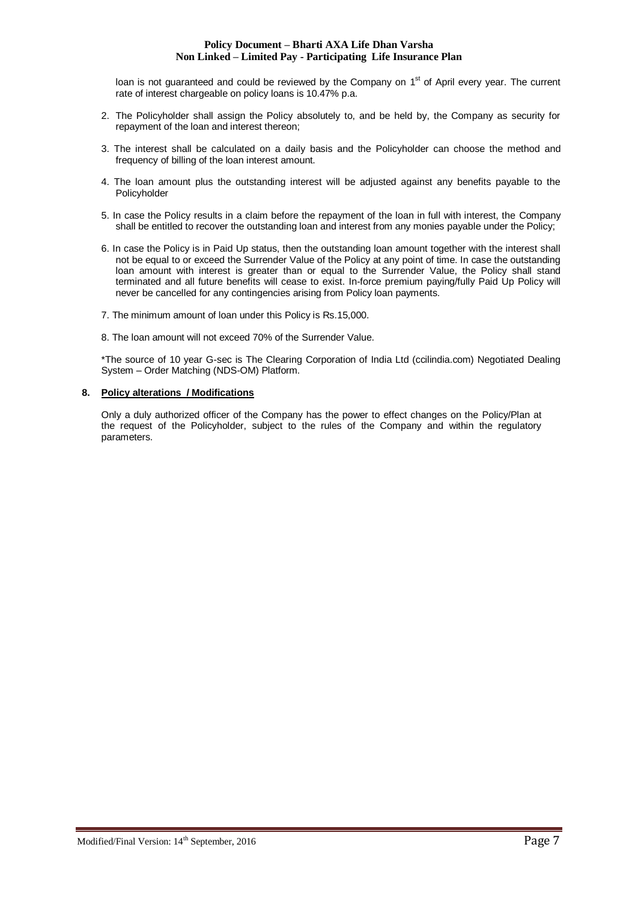loan is not guaranteed and could be reviewed by the Company on 1st of April every year. The current rate of interest chargeable on policy loans is 10.47% p.a.

2. The Policyholder shall assign the Policy absolutely to, and be held by, the Company as security for repayment of the loan and interest thereon;

3. The interest shall be calculated on a daily basis and the Policyholder can choose the method and frequency of billing of the loan interest amount.

4. The loan amount plus the outstanding interest will be adjusted against any benefits payable to the Policyholder

5. In case the Policy results in a claim before the repayment of the loan in full with interest, the Company shall be entitled to recover the outstanding loan and interest from any monies payable under the Policy;

6. In case the Policy is in Paid Up status, then the outstanding loan amount together with the interest shall not be equal to or exceed the Surrender Value of the Policy at any point of time. In case the outstanding loan amount with interest is greater than or equal to the Surrender Value, the Policy shall stand terminated and all future benefits will cease to exist. In-force premium paying/fully Paid Up Policy will never be cancelled for any contingencies arising from Policy loan payments.

7. The minimum amount of loan under this Policy is Rs.15,000.

8. The loan amount will not exceed 70% of the Surrender Value.

*The source of 10 year G-sec is The Clearing Corporation of India Ltd (ccilindia.com) Negotiated Dealing System – Order Matching (NDS-OM) Platform.

## 8. Policy alterations / Modifications

Only a duly authorized officer of the Company has the power to effect changes on the Policy/Plan at the request of the Policyholder, subject to the rules of the Company and within the regulatory parameters.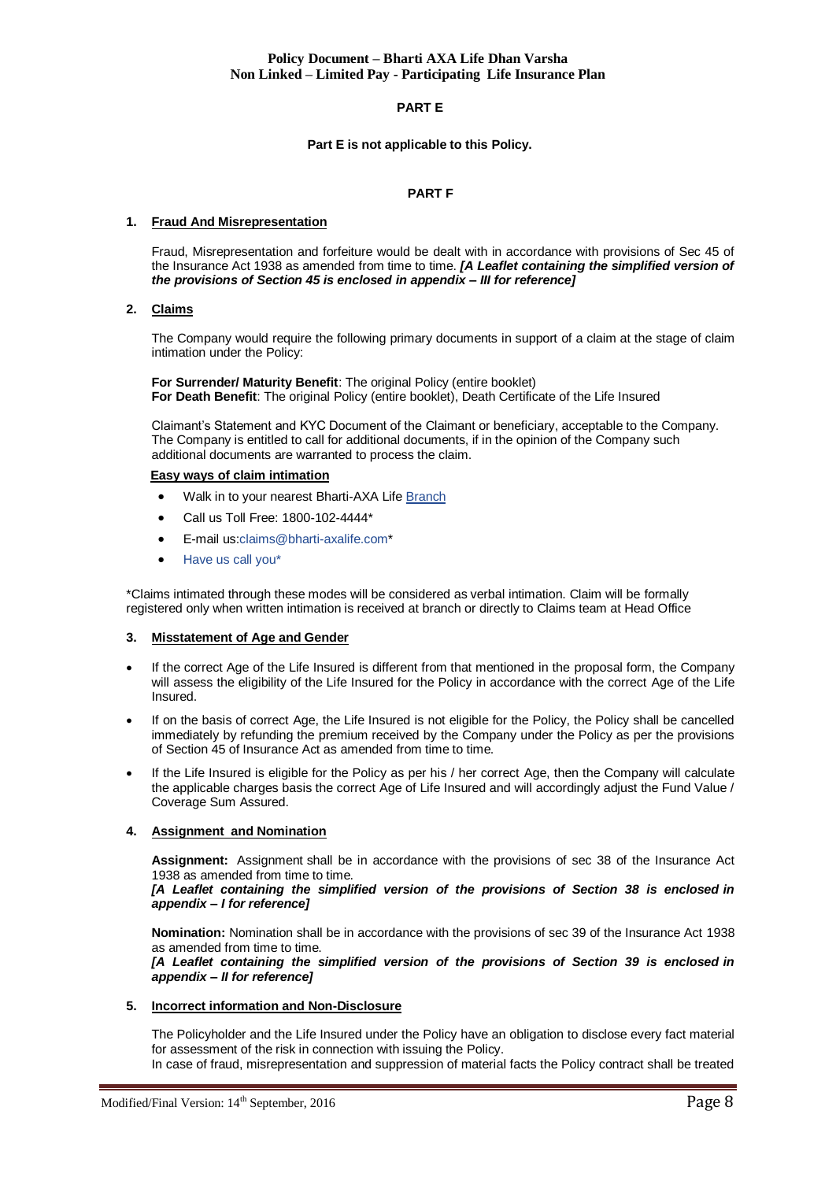## PART E

**Part E is not applicable to this Policy.**

## PART F

### 1. Fraud And Misrepresentation

Fraud, Misrepresentation and forfeiture would be dealt with in accordance with provisions of Sec 45 of the Insurance Act 1938 as amended from time to time. ***[A Leaflet containing the simplified version of the provisions of Section 45 is enclosed in appendix – III for reference]***

### 2. Claims

The Company would require the following primary documents in support of a claim at the stage of claim intimation under the Policy:

**For Surrender/ Maturity Benefit**: The original Policy (entire booklet)
**For Death Benefit**: The original Policy (entire booklet), Death Certificate of the Life Insured

Claimant's Statement and KYC Document of the Claimant or beneficiary, acceptable to the Company. The Company is entitled to call for additional documents, if in the opinion of the Company such additional documents are warranted to process the claim.

**Easy ways of claim intimation**

- Walk in to your nearest Bharti-AXA Life Branch
- Call us Toll Free: 1800-102-4444*
- E-mail us:claims@bharti-axalife.com*
- Have us call you*

*Claims intimated through these modes will be considered as verbal intimation. Claim will be formally registered only when written intimation is received at branch or directly to Claims team at Head Office

### 3. Misstatement of Age and Gender

- If the correct Age of the Life Insured is different from that mentioned in the proposal form, the Company will assess the eligibility of the Life Insured for the Policy in accordance with the correct Age of the Life Insured.
- If on the basis of correct Age, the Life Insured is not eligible for the Policy, the Policy shall be cancelled immediately by refunding the premium received by the Company under the Policy as per the provisions of Section 45 of Insurance Act as amended from time to time.
- If the Life Insured is eligible for the Policy as per his / her correct Age, then the Company will calculate the applicable charges basis the correct Age of Life Insured and will accordingly adjust the Fund Value / Coverage Sum Assured.

### 4. Assignment and Nomination

**Assignment:** Assignment shall be in accordance with the provisions of sec 38 of the Insurance Act 1938 as amended from time to time.
***[A Leaflet containing the simplified version of the provisions of Section 38 is enclosed in appendix – I for reference]***

**Nomination:** Nomination shall be in accordance with the provisions of sec 39 of the Insurance Act 1938 as amended from time to time.
***[A Leaflet containing the simplified version of the provisions of Section 39 is enclosed in appendix – II for reference]***

### 5. Incorrect information and Non-Disclosure

The Policyholder and the Life Insured under the Policy have an obligation to disclose every fact material for assessment of the risk in connection with issuing the Policy.
In case of fraud, misrepresentation and suppression of material facts the Policy contract shall be treated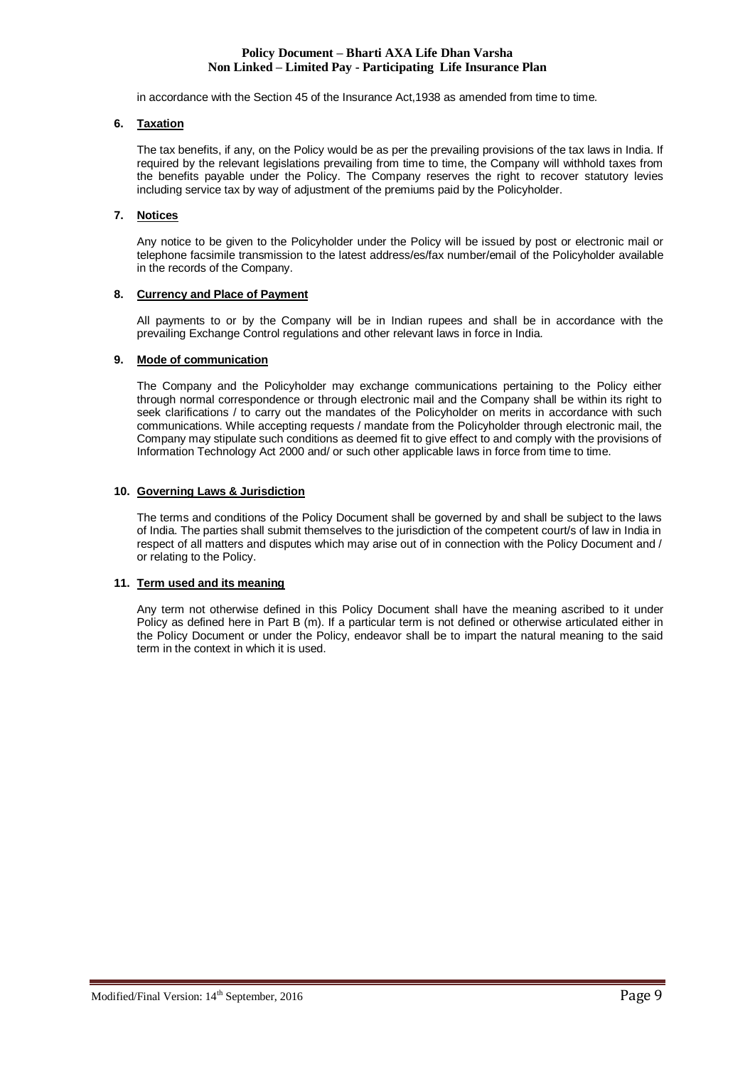in accordance with the Section 45 of the Insurance Act,1938 as amended from time to time.

**6. Taxation**

The tax benefits, if any, on the Policy would be as per the prevailing provisions of the tax laws in India. If required by the relevant legislations prevailing from time to time, the Company will withhold taxes from the benefits payable under the Policy. The Company reserves the right to recover statutory levies including service tax by way of adjustment of the premiums paid by the Policyholder.

**7. Notices**

Any notice to be given to the Policyholder under the Policy will be issued by post or electronic mail or telephone facsimile transmission to the latest address/es/fax number/email of the Policyholder available in the records of the Company.

**8. Currency and Place of Payment**

All payments to or by the Company will be in Indian rupees and shall be in accordance with the prevailing Exchange Control regulations and other relevant laws in force in India.

**9. Mode of communication**

The Company and the Policyholder may exchange communications pertaining to the Policy either through normal correspondence or through electronic mail and the Company shall be within its right to seek clarifications / to carry out the mandates of the Policyholder on merits in accordance with such communications. While accepting requests / mandate from the Policyholder through electronic mail, the Company may stipulate such conditions as deemed fit to give effect to and comply with the provisions of Information Technology Act 2000 and/ or such other applicable laws in force from time to time.

**10. Governing Laws & Jurisdiction**

The terms and conditions of the Policy Document shall be governed by and shall be subject to the laws of India. The parties shall submit themselves to the jurisdiction of the competent court/s of law in India in respect of all matters and disputes which may arise out of in connection with the Policy Document and / or relating to the Policy.

**11. Term used and its meaning**

Any term not otherwise defined in this Policy Document shall have the meaning ascribed to it under Policy as defined here in Part B (m). If a particular term is not defined or otherwise articulated either in the Policy Document or under the Policy, endeavor shall be to impart the natural meaning to the said term in the context in which it is used.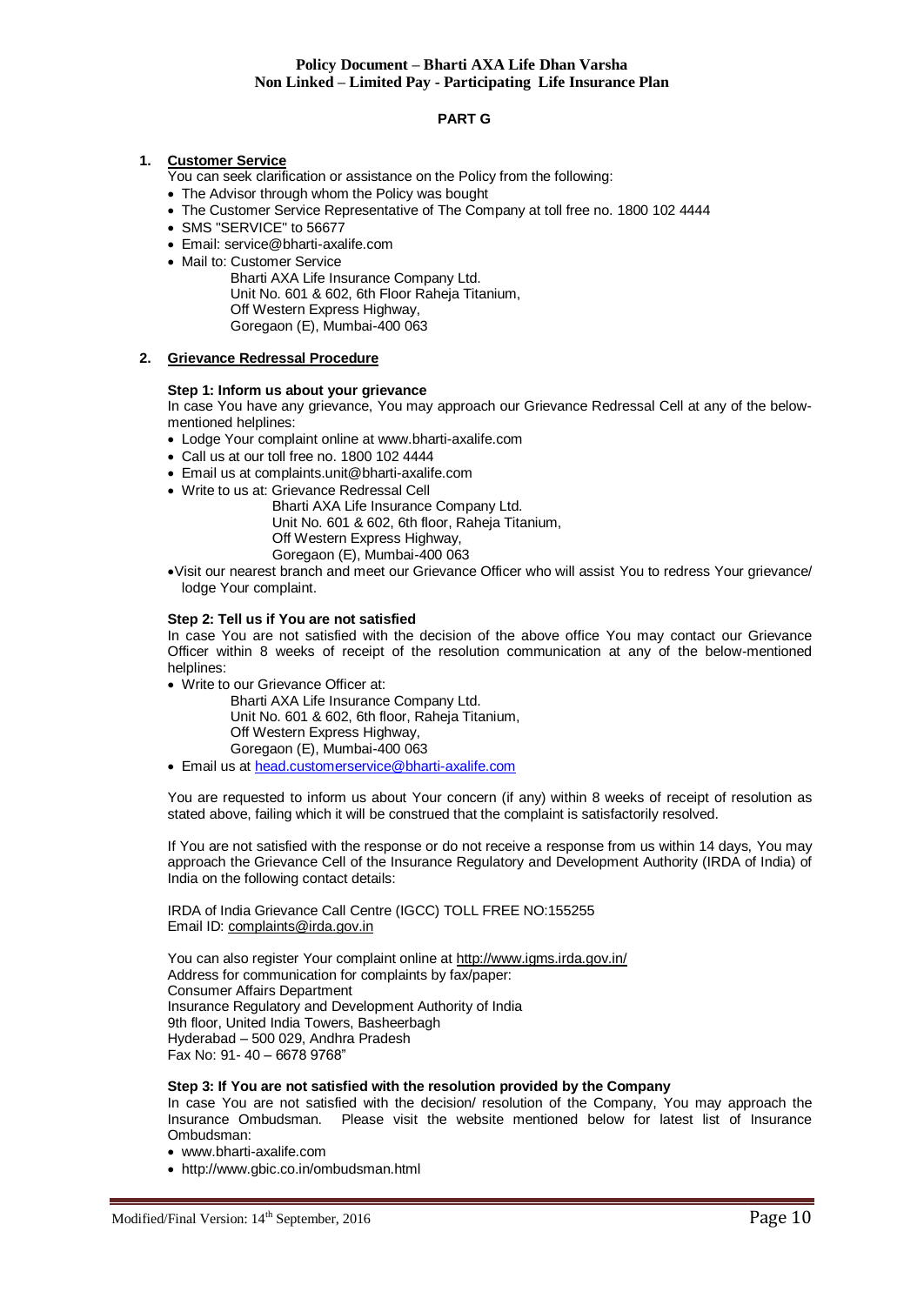**PART G**

1. **Customer Service**

   You can seek clarification or assistance on the Policy from the following:

   - The Advisor through whom the Policy was bought
   - The Customer Service Representative of The Company at toll free no. 1800 102 4444
   - SMS "SERVICE" to 56677
   - Email: service@bharti-axalife.com
   - Mail to: Customer Service

     Bharti AXA Life Insurance Company Ltd.  
     Unit No. 601 & 602, 6th Floor Raheja Titanium,  
     Off Western Express Highway,  
     Goregaon (E), Mumbai-400 063

2. **Grievance Redressal Procedure**

   **Step 1: Inform us about your grievance**

   In case You have any grievance, You may approach our Grievance Redressal Cell at any of the below-mentioned helplines:

   - Lodge Your complaint online at www.bharti-axalife.com
   - Call us at our toll free no. 1800 102 4444
   - Email us at complaints.unit@bharti-axalife.com
   - Write to us at: Grievance Redressal Cell

     Bharti AXA Life Insurance Company Ltd.  
     Unit No. 601 & 602, 6th floor, Raheja Titanium,  
     Off Western Express Highway,  
     Goregaon (E), Mumbai-400 063

   - Visit our nearest branch and meet our Grievance Officer who will assist You to redress Your grievance/ lodge Your complaint.

   **Step 2: Tell us if You are not satisfied**

   In case You are not satisfied with the decision of the above office You may contact our Grievance Officer within 8 weeks of receipt of the resolution communication at any of the below-mentioned helplines:

   - Write to our Grievance Officer at:

     Bharti AXA Life Insurance Company Ltd.  
     Unit No. 601 & 602, 6th floor, Raheja Titanium,  
     Off Western Express Highway,  
     Goregaon (E), Mumbai-400 063

   - Email us at head.customerservice@bharti-axalife.com

   You are requested to inform us about Your concern (if any) within 8 weeks of receipt of resolution as stated above, failing which it will be construed that the complaint is satisfactorily resolved.

   If You are not satisfied with the response or do not receive a response from us within 14 days, You may approach the Grievance Cell of the Insurance Regulatory and Development Authority (IRDA of India) of India on the following contact details:

   IRDA of India Grievance Call Centre (IGCC) TOLL FREE NO:155255  
   Email ID: complaints@irda.gov.in

   You can also register Your complaint online at http://www.igms.irda.gov.in/  
   Address for communication for complaints by fax/paper:  
   Consumer Affairs Department  
   Insurance Regulatory and Development Authority of India  
   9th floor, United India Towers, Basheerbagh  
   Hyderabad – 500 029, Andhra Pradesh  
   Fax No: 91- 40 – 6678 9768"

   **Step 3: If You are not satisfied with the resolution provided by the Company**

   In case You are not satisfied with the decision/ resolution of the Company, You may approach the Insurance Ombudsman. Please visit the website mentioned below for latest list of Insurance Ombudsman:

   - www.bharti-axalife.com
   - http://www.gbic.co.in/ombudsman.html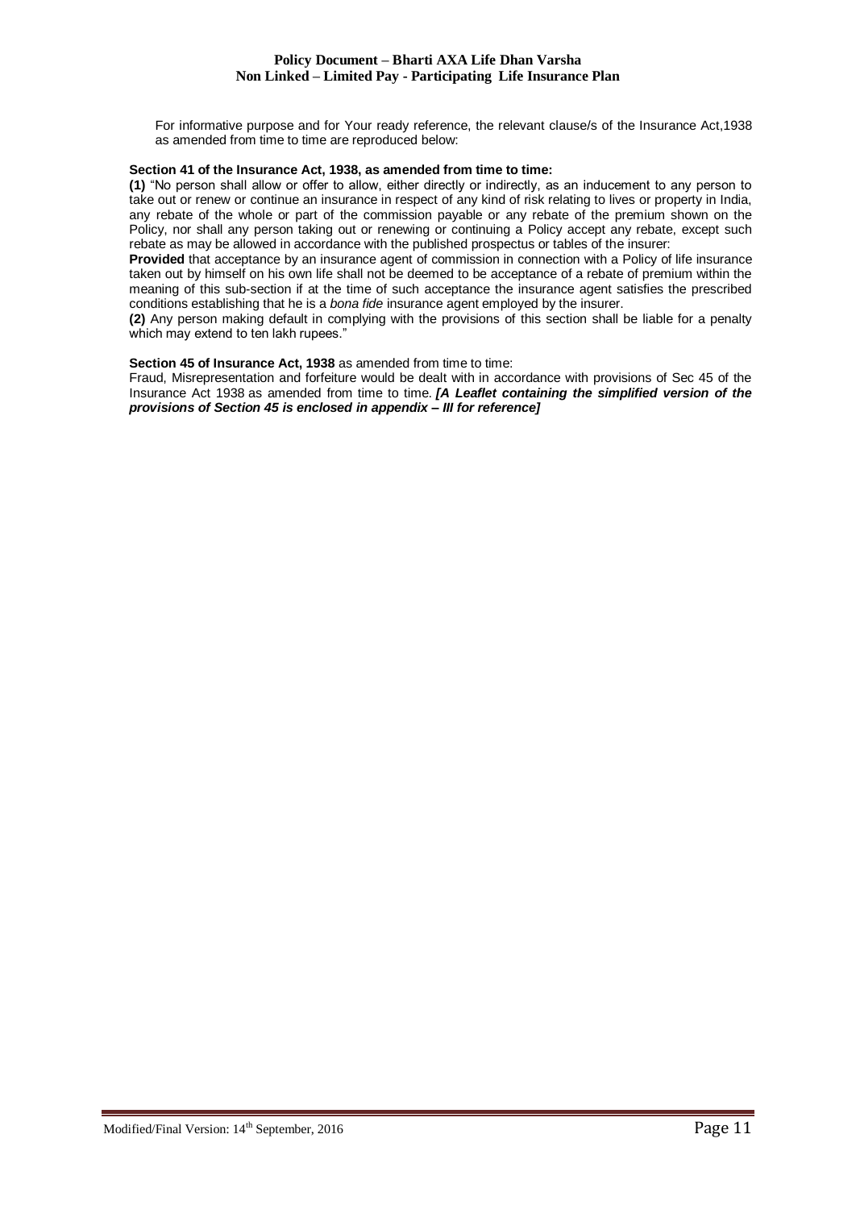For informative purpose and for Your ready reference, the relevant clause/s of the Insurance Act,1938 as amended from time to time are reproduced below:

**Section 41 of the Insurance Act, 1938, as amended from time to time:**

**(1)** "No person shall allow or offer to allow, either directly or indirectly, as an inducement to any person to take out or renew or continue an insurance in respect of any kind of risk relating to lives or property in India, any rebate of the whole or part of the commission payable or any rebate of the premium shown on the Policy, nor shall any person taking out or renewing or continuing a Policy accept any rebate, except such rebate as may be allowed in accordance with the published prospectus or tables of the insurer:

**Provided** that acceptance by an insurance agent of commission in connection with a Policy of life insurance taken out by himself on his own life shall not be deemed to be acceptance of a rebate of premium within the meaning of this sub-section if at the time of such acceptance the insurance agent satisfies the prescribed conditions establishing that he is a *bona fide* insurance agent employed by the insurer.

**(2)** Any person making default in complying with the provisions of this section shall be liable for a penalty which may extend to ten lakh rupees."

**Section 45 of Insurance Act, 1938** as amended from time to time:

Fraud, Misrepresentation and forfeiture would be dealt with in accordance with provisions of Sec 45 of the Insurance Act 1938 as amended from time to time. ***[A Leaflet containing the simplified version of the provisions of Section 45 is enclosed in appendix – III for reference]***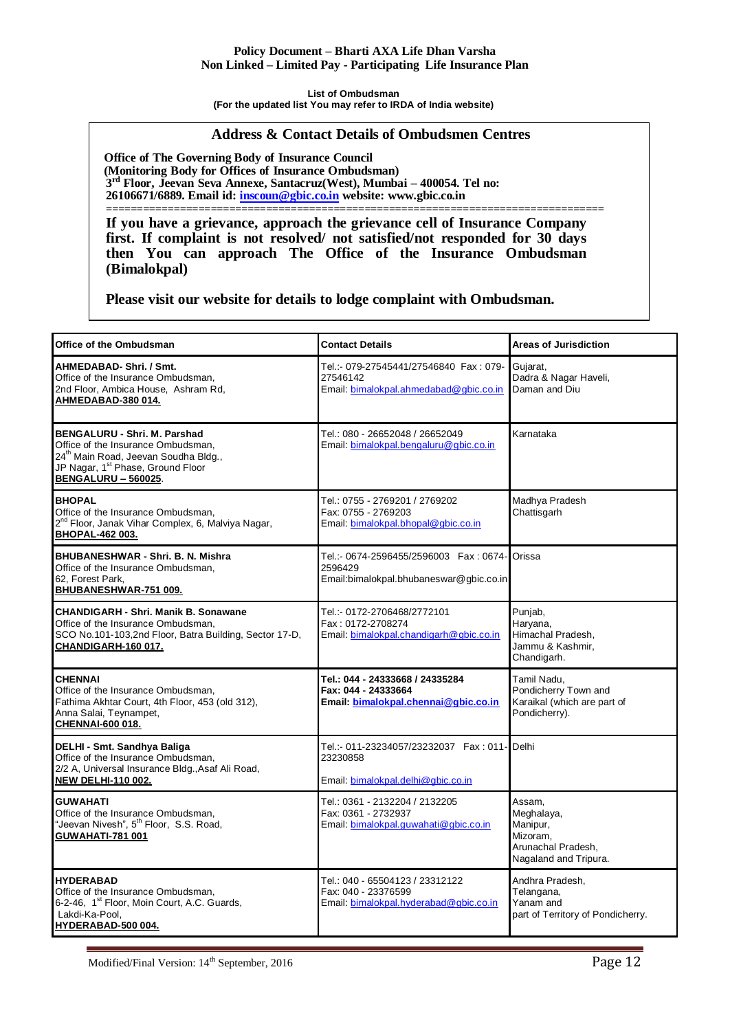**List of Ombudsman**
**(For the updated list You may refer to IRDA of India website)**

## Address & Contact Details of Ombudsmen Centres

**Office of The Governing Body of Insurance Council**
**(Monitoring Body for Offices of Insurance Ombudsman)**
**3rd Floor, Jeevan Seva Annexe, Santacruz(West), Mumbai – 400054. Tel no: 26106671/6889. Email id: inscoun@gbic.co.in website: www.gbic.co.in**

===============================================================================

**If you have a grievance, approach the grievance cell of Insurance Company first. If complaint is not resolved/ not satisfied/not responded for 30 days then You can approach The Office of the Insurance Ombudsman (Bimalokpal)**

**Please visit our website for details to lodge complaint with Ombudsman.**

| Office of the Ombudsman | Contact Details | Areas of Jurisdiction |
|---|---|---|
| **AHMEDABAD- Shri. / Smt.**<br>Office of the Insurance Ombudsman,<br>2nd Floor, Ambica House, Ashram Rd,<br>**AHMEDABAD-380 014.** | Tel.:- 079-27545441/27546840 Fax : 079-27546142<br>Email: bimalokpal.ahmedabad@gbic.co.in | Gujarat,<br>Dadra & Nagar Haveli,<br>Daman and Diu |
| **BENGALURU - Shri. M. Parshad**<br>Office of the Insurance Ombudsman,<br>24th Main Road, Jeevan Soudha Bldg.,<br>JP Nagar, 1st Phase, Ground Floor<br>**BENGALURU – 560025**. | Tel.: 080 - 26652048 / 26652049<br>Email: bimalokpal.bengaluru@gbic.co.in | Karnataka |
| **BHOPAL**<br>Office of the Insurance Ombudsman,<br>2nd Floor, Janak Vihar Complex, 6, Malviya Nagar,<br>**BHOPAL-462 003.** | Tel.: 0755 - 2769201 / 2769202<br>Fax: 0755 - 2769203<br>Email: bimalokpal.bhopal@gbic.co.in | Madhya Pradesh<br>Chattisgarh |
| **BHUBANESHWAR - Shri. B. N. Mishra**<br>Office of the Insurance Ombudsman,<br>62, Forest Park,<br>**BHUBANESHWAR-751 009.** | Tel.:- 0674-2596455/2596003 Fax : 0674-2596429<br>Email:bimalokpal.bhubaneswar@gbic.co.in | Orissa |
| **CHANDIGARH - Shri. Manik B. Sonawane**<br>Office of the Insurance Ombudsman,<br>SCO No.101-103,2nd Floor, Batra Building, Sector 17-D,<br>**CHANDIGARH-160 017.** | Tel.:- 0172-2706468/2772101<br>Fax : 0172-2708274<br>Email: bimalokpal.chandigarh@gbic.co.in | Punjab,<br>Haryana,<br>Himachal Pradesh,<br>Jammu & Kashmir,<br>Chandigarh. |
| **CHENNAI**<br>Office of the Insurance Ombudsman,<br>Fathima Akhtar Court, 4th Floor, 453 (old 312),<br>Anna Salai, Teynampet,<br>**CHENNAI-600 018.** | **Tel.: 044 - 24333668 / 24335284**<br>**Fax: 044 - 24333664**<br>**Email: bimalokpal.chennai@gbic.co.in** | Tamil Nadu,<br>Pondicherry Town and<br>Karaikal (which are part of<br>Pondicherry). |
| **DELHI - Smt. Sandhya Baliga**<br>Office of the Insurance Ombudsman,<br>2/2 A, Universal Insurance Bldg.,Asaf Ali Road,<br>**NEW DELHI-110 002.** | Tel.:- 011-23234057/23232037 Fax : 011-23230858<br>Email: bimalokpal.delhi@gbic.co.in | Delhi |
| **GUWAHATI**<br>Office of the Insurance Ombudsman,<br>"Jeevan Nivesh", 5th Floor, S.S. Road,<br>**GUWAHATI-781 001** | Tel.: 0361 - 2132204 / 2132205<br>Fax: 0361 - 2732937<br>Email: bimalokpal.guwahati@gbic.co.in | Assam,<br>Meghalaya,<br>Manipur,<br>Mizoram,<br>Arunachal Pradesh,<br>Nagaland and Tripura. |
| **HYDERABAD**<br>Office of the Insurance Ombudsman,<br>6-2-46, 1st Floor, Moin Court, A.C. Guards,<br>Lakdi-Ka-Pool,<br>**HYDERABAD-500 004.** | Tel.: 040 - 65504123 / 23312122<br>Fax: 040 - 23376599<br>Email: bimalokpal.hyderabad@gbic.co.in | Andhra Pradesh,<br>Telangana,<br>Yanam and<br>part of Territory of Pondicherry. |

Modified/Final Version: 14th September, 2016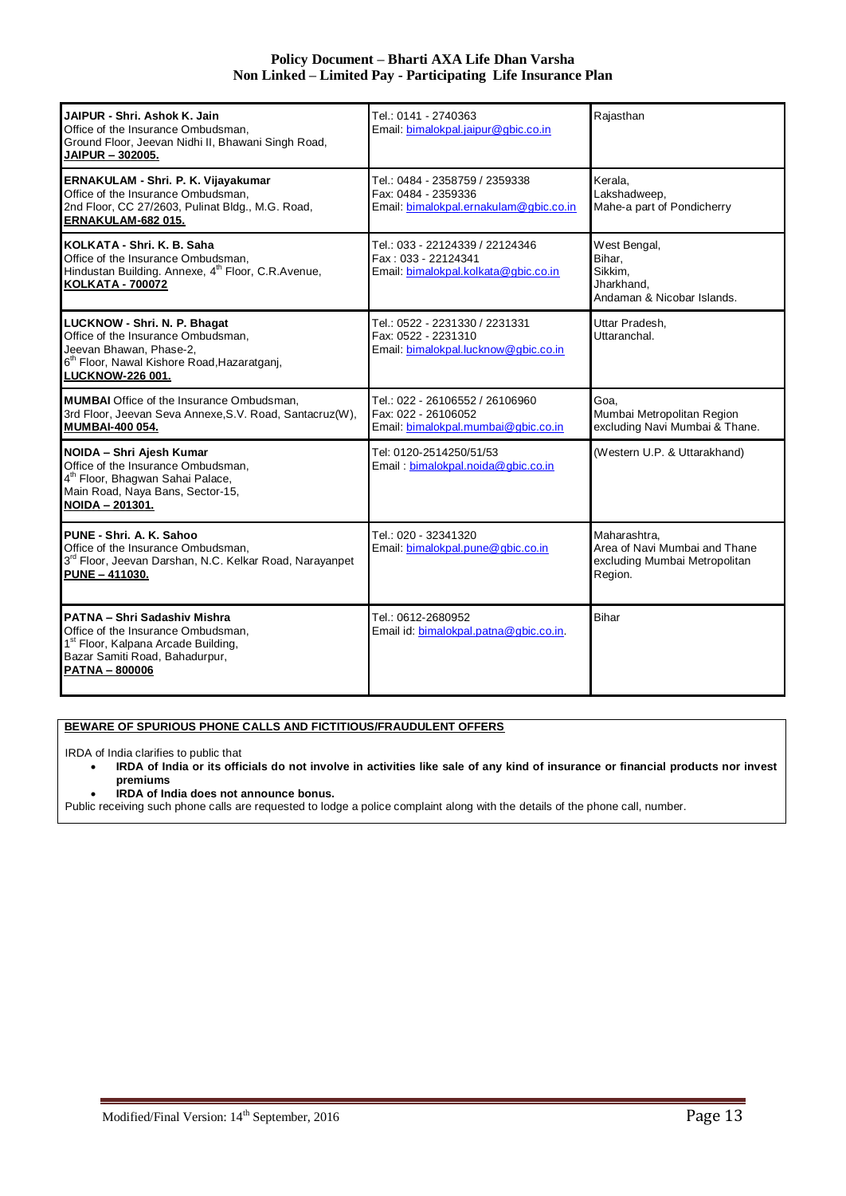| | | |
|---|---|---|
| **JAIPUR - Shri. Ashok K. Jain**<br>Office of the Insurance Ombudsman,<br>Ground Floor, Jeevan Nidhi II, Bhawani Singh Road,<br>**JAIPUR – 302005.** | Tel.: 0141 - 2740363<br>Email: bimalokpal.jaipur@gbic.co.in | Rajasthan |
| **ERNAKULAM - Shri. P. K. Vijayakumar**<br>Office of the Insurance Ombudsman,<br>2nd Floor, CC 27/2603, Pulinat Bldg., M.G. Road,<br>**ERNAKULAM-682 015.** | Tel.: 0484 - 2358759 / 2359338<br>Fax: 0484 - 2359336<br>Email: bimalokpal.ernakulam@gbic.co.in | Kerala,<br>Lakshadweep,<br>Mahe-a part of Pondicherry |
| **KOLKATA - Shri. K. B. Saha**<br>Office of the Insurance Ombudsman,<br>Hindustan Building. Annexe, 4th Floor, C.R.Avenue,<br>**KOLKATA - 700072** | Tel.: 033 - 22124339 / 22124346<br>Fax : 033 - 22124341<br>Email: bimalokpal.kolkata@gbic.co.in | West Bengal,<br>Bihar,<br>Sikkim,<br>Jharkhand,<br>Andaman & Nicobar Islands. |
| **LUCKNOW - Shri. N. P. Bhagat**<br>Office of the Insurance Ombudsman,<br>Jeevan Bhawan, Phase-2,<br>6th Floor, Nawal Kishore Road,Hazaratganj,<br>**LUCKNOW-226 001.** | Tel.: 0522 - 2231330 / 2231331<br>Fax: 0522 - 2231310<br>Email: bimalokpal.lucknow@gbic.co.in | Uttar Pradesh,<br>Uttaranchal. |
| **MUMBAI** Office of the Insurance Ombudsman,<br>3rd Floor, Jeevan Seva Annexe,S.V. Road, Santacruz(W),<br>**MUMBAI-400 054.** | Tel.: 022 - 26106552 / 26106960<br>Fax: 022 - 26106052<br>Email: bimalokpal.mumbai@gbic.co.in | Goa,<br>Mumbai Metropolitan Region excluding Navi Mumbai & Thane. |
| **NOIDA – Shri Ajesh Kumar**<br>Office of the Insurance Ombudsman,<br>4th Floor, Bhagwan Sahai Palace,<br>Main Road, Naya Bans, Sector-15,<br>**NOIDA – 201301.** | Tel: 0120-2514250/51/53<br>Email : bimalokpal.noida@gbic.co.in | (Western U.P. & Uttarakhand) |
| **PUNE - Shri. A. K. Sahoo**<br>Office of the Insurance Ombudsman,<br>3rd Floor, Jeevan Darshan, N.C. Kelkar Road, Narayanpet<br>**PUNE – 411030.** | Tel.: 020 - 32341320<br>Email: bimalokpal.pune@gbic.co.in | Maharashtra,<br>Area of Navi Mumbai and Thane excluding Mumbai Metropolitan Region. |
| **PATNA – Shri Sadashiv Mishra**<br>Office of the Insurance Ombudsman,<br>1st Floor, Kalpana Arcade Building,<br>Bazar Samiti Road, Bahadurpur,<br>**PATNA – 800006** | Tel.: 0612-2680952<br>Email id: bimalokpal.patna@gbic.co.in. | Bihar |

**BEWARE OF SPURIOUS PHONE CALLS AND FICTITIOUS/FRAUDULENT OFFERS**

IRDA of India clarifies to public that

- **IRDA of India or its officials do not involve in activities like sale of any kind of insurance or financial products nor invest premiums**
- **IRDA of India does not announce bonus.**

Public receiving such phone calls are requested to lodge a police complaint along with the details of the phone call, number.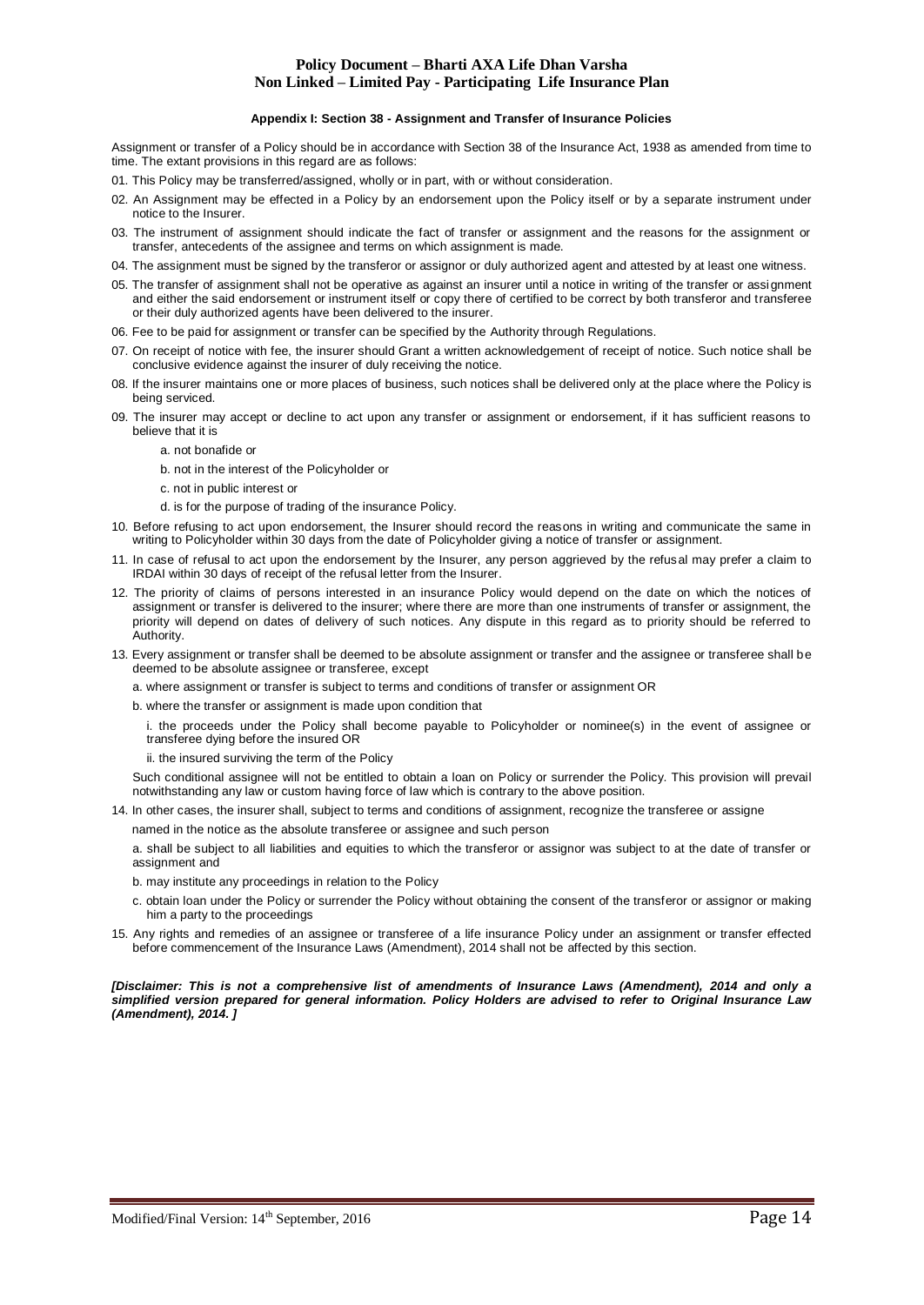#### Appendix I: Section 38 - Assignment and Transfer of Insurance Policies

Assignment or transfer of a Policy should be in accordance with Section 38 of the Insurance Act, 1938 as amended from time to time. The extant provisions in this regard are as follows:

01. This Policy may be transferred/assigned, wholly or in part, with or without consideration.

02. An Assignment may be effected in a Policy by an endorsement upon the Policy itself or by a separate instrument under notice to the Insurer.

03. The instrument of assignment should indicate the fact of transfer or assignment and the reasons for the assignment or transfer, antecedents of the assignee and terms on which assignment is made.

04. The assignment must be signed by the transferor or assignor or duly authorized agent and attested by at least one witness.

05. The transfer of assignment shall not be operative as against an insurer until a notice in writing of the transfer or assignment and either the said endorsement or instrument itself or copy there of certified to be correct by both transferor and transferee or their duly authorized agents have been delivered to the insurer.

06. Fee to be paid for assignment or transfer can be specified by the Authority through Regulations.

07. On receipt of notice with fee, the insurer should Grant a written acknowledgement of receipt of notice. Such notice shall be conclusive evidence against the insurer of duly receiving the notice.

08. If the insurer maintains one or more places of business, such notices shall be delivered only at the place where the Policy is being serviced.

09. The insurer may accept or decline to act upon any transfer or assignment or endorsement, if it has sufficient reasons to believe that it is

    a. not bonafide or

    b. not in the interest of the Policyholder or

    c. not in public interest or

    d. is for the purpose of trading of the insurance Policy.

10. Before refusing to act upon endorsement, the Insurer should record the reasons in writing and communicate the same in writing to Policyholder within 30 days from the date of Policyholder giving a notice of transfer or assignment.

11. In case of refusal to act upon the endorsement by the Insurer, any person aggrieved by the refusal may prefer a claim to IRDAI within 30 days of receipt of the refusal letter from the Insurer.

12. The priority of claims of persons interested in an insurance Policy would depend on the date on which the notices of assignment or transfer is delivered to the insurer; where there are more than one instruments of transfer or assignment, the priority will depend on dates of delivery of such notices. Any dispute in this regard as to priority should be referred to Authority.

13. Every assignment or transfer shall be deemed to be absolute assignment or transfer and the assignee or transferee shall be deemed to be absolute assignee or transferee, except

    a. where assignment or transfer is subject to terms and conditions of transfer or assignment OR

    b. where the transfer or assignment is made upon condition that

    i. the proceeds under the Policy shall become payable to Policyholder or nominee(s) in the event of assignee or transferee dying before the insured OR

    ii. the insured surviving the term of the Policy

    Such conditional assignee will not be entitled to obtain a loan on Policy or surrender the Policy. This provision will prevail notwithstanding any law or custom having force of law which is contrary to the above position.

14. In other cases, the insurer shall, subject to terms and conditions of assignment, recognize the transferee or assigne

    named in the notice as the absolute transferee or assignee and such person

    a. shall be subject to all liabilities and equities to which the transferor or assignor was subject to at the date of transfer or assignment and

    b. may institute any proceedings in relation to the Policy

    c. obtain loan under the Policy or surrender the Policy without obtaining the consent of the transferor or assignor or making him a party to the proceedings

15. Any rights and remedies of an assignee or transferee of a life insurance Policy under an assignment or transfer effected before commencement of the Insurance Laws (Amendment), 2014 shall not be affected by this section.

***[Disclaimer: This is not a comprehensive list of amendments of Insurance Laws (Amendment), 2014 and only a simplified version prepared for general information. Policy Holders are advised to refer to Original Insurance Law (Amendment), 2014. ]***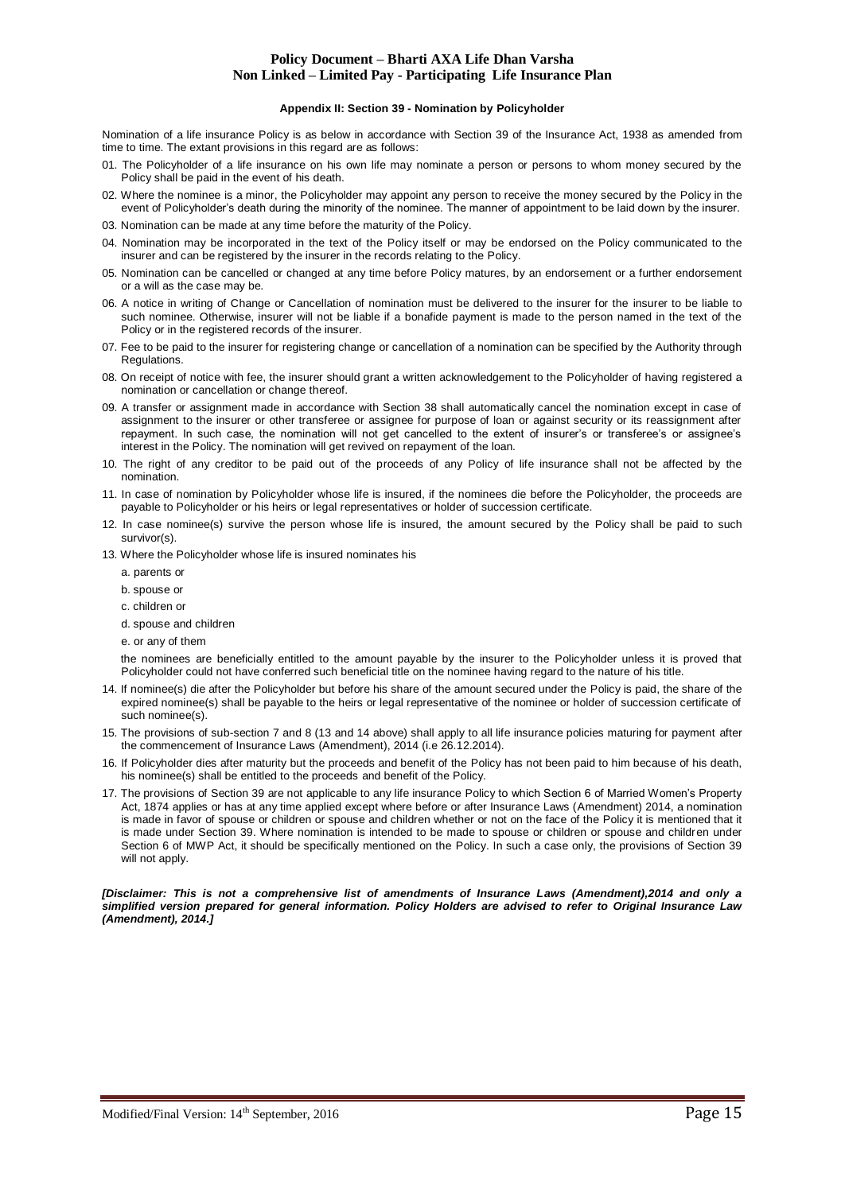### Appendix II: Section 39 - Nomination by Policyholder

Nomination of a life insurance Policy is as below in accordance with Section 39 of the Insurance Act, 1938 as amended from time to time. The extant provisions in this regard are as follows:

01. The Policyholder of a life insurance on his own life may nominate a person or persons to whom money secured by the Policy shall be paid in the event of his death.
02. Where the nominee is a minor, the Policyholder may appoint any person to receive the money secured by the Policy in the event of Policyholder's death during the minority of the nominee. The manner of appointment to be laid down by the insurer.
03. Nomination can be made at any time before the maturity of the Policy.
04. Nomination may be incorporated in the text of the Policy itself or may be endorsed on the Policy communicated to the insurer and can be registered by the insurer in the records relating to the Policy.
05. Nomination can be cancelled or changed at any time before Policy matures, by an endorsement or a further endorsement or a will as the case may be.
06. A notice in writing of Change or Cancellation of nomination must be delivered to the insurer for the insurer to be liable to such nominee. Otherwise, insurer will not be liable if a bonafide payment is made to the person named in the text of the Policy or in the registered records of the insurer.
07. Fee to be paid to the insurer for registering change or cancellation of a nomination can be specified by the Authority through Regulations.
08. On receipt of notice with fee, the insurer should grant a written acknowledgement to the Policyholder of having registered a nomination or cancellation or change thereof.
09. A transfer or assignment made in accordance with Section 38 shall automatically cancel the nomination except in case of assignment to the insurer or other transferee or assignee for purpose of loan or against security or its reassignment after repayment. In such case, the nomination will not get cancelled to the extent of insurer's or transferee's or assignee's interest in the Policy. The nomination will get revived on repayment of the loan.
10. The right of any creditor to be paid out of the proceeds of any Policy of life insurance shall not be affected by the nomination.
11. In case of nomination by Policyholder whose life is insured, if the nominees die before the Policyholder, the proceeds are payable to Policyholder or his heirs or legal representatives or holder of succession certificate.
12. In case nominee(s) survive the person whose life is insured, the amount secured by the Policy shall be paid to such survivor(s).
13. Where the Policyholder whose life is insured nominates his

    a. parents or

    b. spouse or

    c. children or

    d. spouse and children

    e. or any of them

    the nominees are beneficially entitled to the amount payable by the insurer to the Policyholder unless it is proved that Policyholder could not have conferred such beneficial title on the nominee having regard to the nature of his title.
14. If nominee(s) die after the Policyholder but before his share of the amount secured under the Policy is paid, the share of the expired nominee(s) shall be payable to the heirs or legal representative of the nominee or holder of succession certificate of such nominee(s).
15. The provisions of sub-section 7 and 8 (13 and 14 above) shall apply to all life insurance policies maturing for payment after the commencement of Insurance Laws (Amendment), 2014 (i.e 26.12.2014).
16. If Policyholder dies after maturity but the proceeds and benefit of the Policy has not been paid to him because of his death, his nominee(s) shall be entitled to the proceeds and benefit of the Policy.
17. The provisions of Section 39 are not applicable to any life insurance Policy to which Section 6 of Married Women's Property Act, 1874 applies or has at any time applied except where before or after Insurance Laws (Amendment) 2014, a nomination is made in favor of spouse or children or spouse and children whether or not on the face of the Policy it is mentioned that it is made under Section 39. Where nomination is intended to be made to spouse or children or spouse and children under Section 6 of MWP Act, it should be specifically mentioned on the Policy. In such a case only, the provisions of Section 39 will not apply.

***[Disclaimer: This is not a comprehensive list of amendments of Insurance Laws (Amendment),2014 and only a simplified version prepared for general information. Policy Holders are advised to refer to Original Insurance Law (Amendment), 2014.]***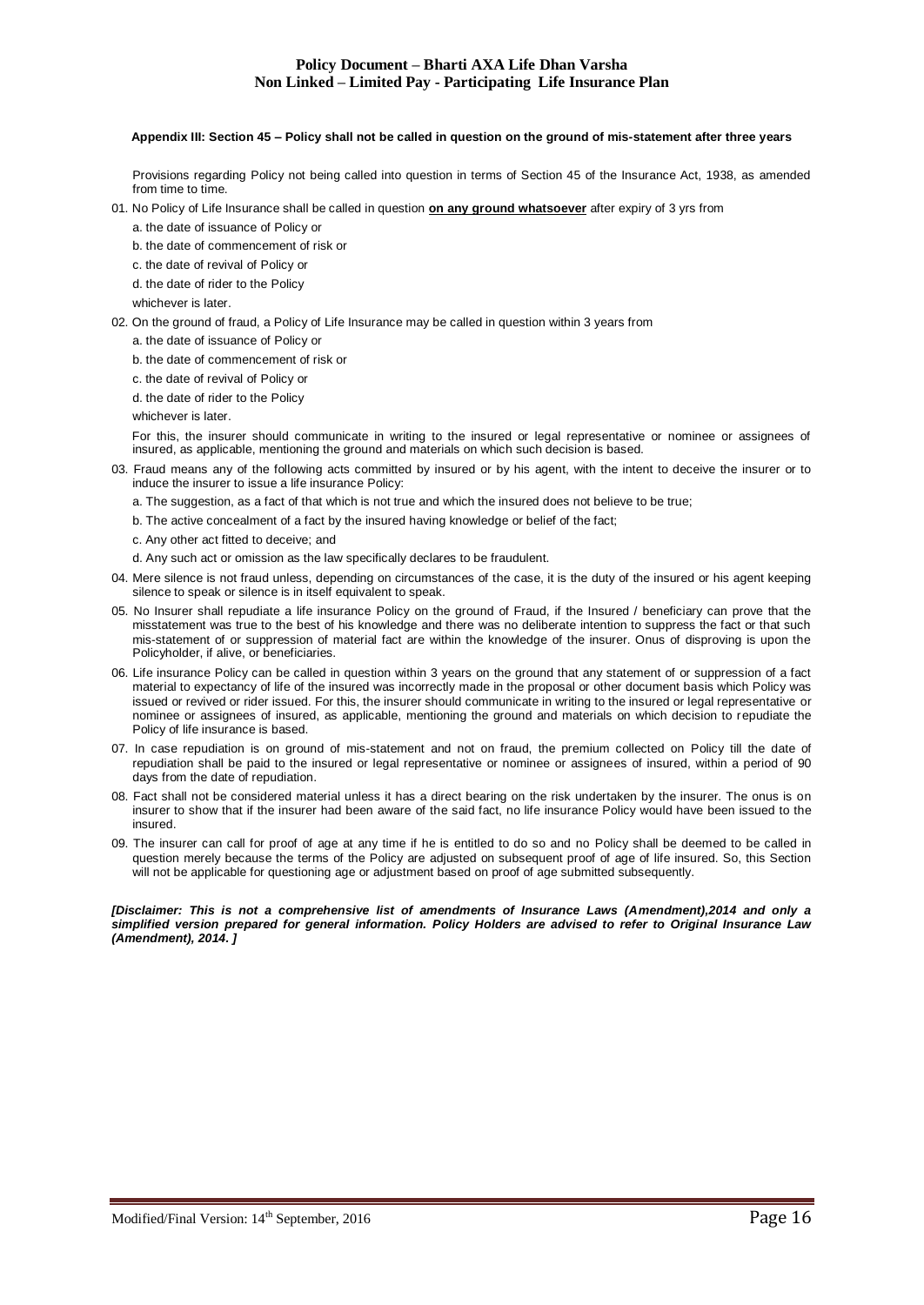## Appendix III: Section 45 – Policy shall not be called in question on the ground of mis-statement after three years

Provisions regarding Policy not being called into question in terms of Section 45 of the Insurance Act, 1938, as amended from time to time.

01. No Policy of Life Insurance shall be called in question **on any ground whatsoever** after expiry of 3 yrs from
    - a. the date of issuance of Policy or
    - b. the date of commencement of risk or
    - c. the date of revival of Policy or
    - d. the date of rider to the Policy

    whichever is later.

02. On the ground of fraud, a Policy of Life Insurance may be called in question within 3 years from
    - a. the date of issuance of Policy or
    - b. the date of commencement of risk or
    - c. the date of revival of Policy or
    - d. the date of rider to the Policy

    whichever is later.

    For this, the insurer should communicate in writing to the insured or legal representative or nominee or assignees of insured, as applicable, mentioning the ground and materials on which such decision is based.

03. Fraud means any of the following acts committed by insured or by his agent, with the intent to deceive the insurer or to induce the insurer to issue a life insurance Policy:
    - a. The suggestion, as a fact of that which is not true and which the insured does not believe to be true;
    - b. The active concealment of a fact by the insured having knowledge or belief of the fact;
    - c. Any other act fitted to deceive; and
    - d. Any such act or omission as the law specifically declares to be fraudulent.

04. Mere silence is not fraud unless, depending on circumstances of the case, it is the duty of the insured or his agent keeping silence to speak or silence is in itself equivalent to speak.

05. No Insurer shall repudiate a life insurance Policy on the ground of Fraud, if the Insured / beneficiary can prove that the misstatement was true to the best of his knowledge and there was no deliberate intention to suppress the fact or that such mis-statement of or suppression of material fact are within the knowledge of the insurer. Onus of disproving is upon the Policyholder, if alive, or beneficiaries.

06. Life insurance Policy can be called in question within 3 years on the ground that any statement of or suppression of a fact material to expectancy of life of the insured was incorrectly made in the proposal or other document basis which Policy was issued or revived or rider issued. For this, the insurer should communicate in writing to the insured or legal representative or nominee or assignees of insured, as applicable, mentioning the ground and materials on which decision to repudiate the Policy of life insurance is based.

07. In case repudiation is on ground of mis-statement and not on fraud, the premium collected on Policy till the date of repudiation shall be paid to the insured or legal representative or nominee or assignees of insured, within a period of 90 days from the date of repudiation.

08. Fact shall not be considered material unless it has a direct bearing on the risk undertaken by the insurer. The onus is on insurer to show that if the insurer had been aware of the said fact, no life insurance Policy would have been issued to the insured.

09. The insurer can call for proof of age at any time if he is entitled to do so and no Policy shall be deemed to be called in question merely because the terms of the Policy are adjusted on subsequent proof of age of life insured. So, this Section will not be applicable for questioning age or adjustment based on proof of age submitted subsequently.

***[Disclaimer: This is not a comprehensive list of amendments of Insurance Laws (Amendment),2014 and only a simplified version prepared for general information. Policy Holders are advised to refer to Original Insurance Law (Amendment), 2014. ]***